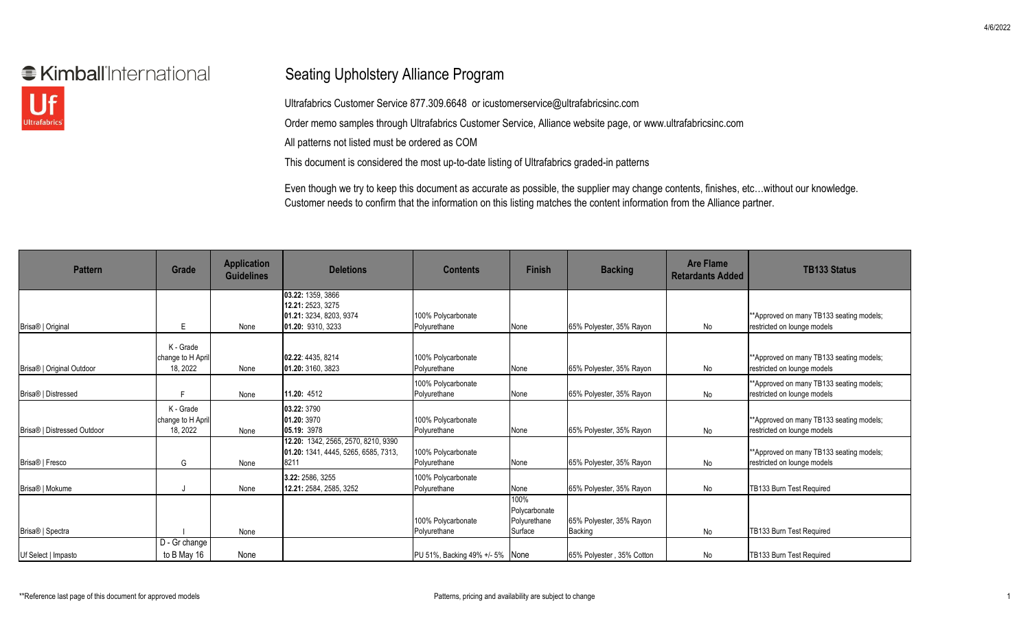Kimball International

Uf Ultrafabrics

# Seating Upholstery Alliance Program

Ultrafabrics Customer Service 877.309.6648 or icustomerservice@ultrafabricsinc.com

Order memo samples through Ultrafabrics Customer Service, Alliance website page, or www.ultrafabricsinc.com

All patterns not listed must be ordered as COM

This document is considered the most up-to-date listing of Ultrafabrics graded-in patterns

Even though we try to keep this document as accurate as possible, the supplier may change contents, finishes, etc…without our knowledge. Customer needs to confirm that the information on this listing matches the content information from the Alliance partner.

| Pattern | Grade | Application Guidelines | Deletions | Contents | Finish | Backing | Are Flame Retardants Added | TB133 Status |
|---|---|---|---|---|---|---|---|---|
| Brisa® \| Original | E | None | **03.22:** 1359, 3866 **12.21:** 2523, 3275 **01.21:** 3234, 8203, 9374 **01.20:** 9310, 3233 | 100% Polycarbonate Polyurethane | None | 65% Polyester, 35% Rayon | No | **Approved on many TB133 seating models; restricted on lounge models |
| Brisa® \| Original Outdoor | K - Grade change to H April 18, 2022 | None | **02.22:** 4435, 8214 **01.20:** 3160, 3823 | 100% Polycarbonate Polyurethane | None | 65% Polyester, 35% Rayon | No | **Approved on many TB133 seating models; restricted on lounge models |
| Brisa® \| Distressed | F | None | **11.20:** 4512 | 100% Polycarbonate Polyurethane | None | 65% Polyester, 35% Rayon | No | **Approved on many TB133 seating models; restricted on lounge models |
| Brisa® \| Distressed Outdoor | K - Grade change to H April 18, 2022 | None | **03.22:** 3790 **01.20:** 3970 **05.19:** 3978 | 100% Polycarbonate Polyurethane | None | 65% Polyester, 35% Rayon | No | **Approved on many TB133 seating models; restricted on lounge models |
| Brisa® \| Fresco | G | None | **12.20:** 1342, 2565, 2570, 8210, 9390 **01.20:** 1341, 4445, 5265, 6585, 7313, 8211 | 100% Polycarbonate Polyurethane | None | 65% Polyester, 35% Rayon | No | **Approved on many TB133 seating models; restricted on lounge models |
| Brisa® \| Mokume | J | None | **3.22:** 2586, 3255 **12.21:** 2584, 2585, 3252 | 100% Polycarbonate Polyurethane | None | 65% Polyester, 35% Rayon | No | TB133 Burn Test Required |
| Brisa® \| Spectra | I | None | | 100% Polycarbonate Polyurethane | 100% Polycarbonate Polyurethane Surface | 65% Polyester, 35% Rayon Backing | No | TB133 Burn Test Required |
| Uf Select \| Impasto | D - Gr change to B May 16 | None | | PU 51%, Backing 49% +/- 5% | None | 65% Polyester , 35% Cotton | No | TB133 Burn Test Required |

**Reference last page of this document for approved models

Patterns, pricing and availability are subject to change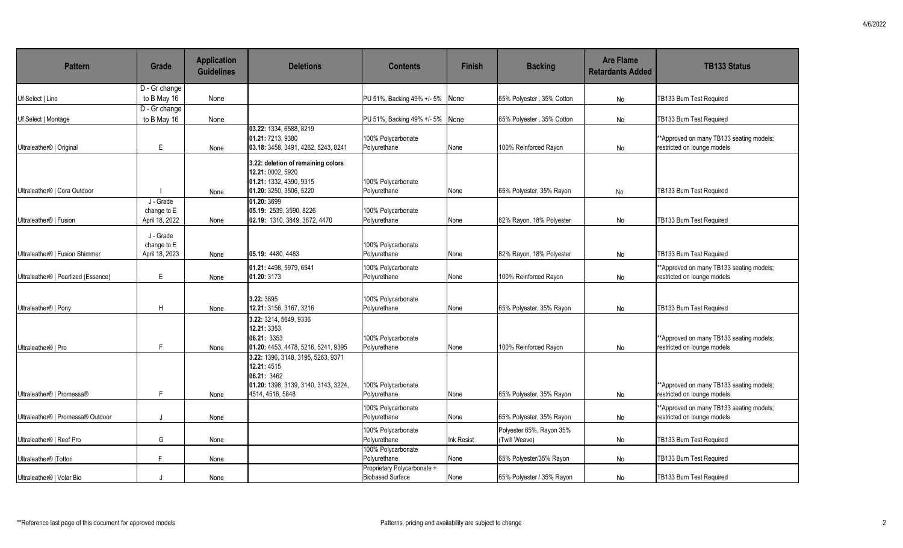| Pattern | Grade | Application Guidelines | Deletions | Contents | Finish | Backing | Are Flame Retardants Added | TB133 Status |
|---|---|---|---|---|---|---|---|---|
| Uf Select \| Lino | D - Gr change to B May 16 | None | | PU 51%, Backing 49% +/- 5% | None | 65% Polyester , 35% Cotton | No | TB133 Burn Test Required |
| Uf Select \| Montage | D - Gr change to B May 16 | None | | PU 51%, Backing 49% +/- 5% | None | 65% Polyester , 35% Cotton | No | TB133 Burn Test Required |
| Ultraleather® \| Original | E | None | **03.22:** 1334, 6588, 8219 **01.21:** 7213, 9380 **03.18:** 3458, 3491, 4262, 5243, 8241 | 100% Polycarbonate Polyurethane | None | 100% Reinforced Rayon | No | **Approved on many TB133 seating models; restricted on lounge models |
| Ultraleather® \| Cora Outdoor | I | None | **3.22: deletion of remaining colors** **12.21:** 0002, 5920 **01.21:** 1332, 4390, 9315 **01.20:** 3250, 3506, 5220 | 100% Polycarbonate Polyurethane | None | 65% Polyester, 35% Rayon | No | TB133 Burn Test Required |
| Ultraleather® \| Fusion | J - Grade change to E April 18, 2022 | None | **01.20:** 3699 **05.19:** 2539, 3590, 8226 **02.19:** 1310, 3849, 3872, 4470 | 100% Polycarbonate Polyurethane | None | 82% Rayon, 18% Polyester | No | TB133 Burn Test Required |
| Ultraleather® \| Fusion Shimmer | J - Grade change to E April 18, 2023 | None | **05.19:** 4480, 4483 | 100% Polycarbonate Polyurethane | None | 82% Rayon, 18% Polyester | No | TB133 Burn Test Required |
| Ultraleather® \| Pearlized (Essence) | E | None | **01.21:** 4498, 5979, 6541 **01.20:** 3173 | 100% Polycarbonate Polyurethane | None | 100% Reinforced Rayon | No | **Approved on many TB133 seating models; restricted on lounge models |
| Ultraleather® \| Pony | H | None | **3.22:** 3895 **12.21:** 3156, 3167, 3216 | 100% Polycarbonate Polyurethane | None | 65% Polyester, 35% Rayon | No | TB133 Burn Test Required |
| Ultraleather® \| Pro | F | None | **3.22:** 3214, 5649, 9336 **12.21:** 3353 **06.21:** 3353 **01.20:** 4453, 4478, 5216, 5241, 9395 | 100% Polycarbonate Polyurethane | None | 100% Reinforced Rayon | No | **Approved on many TB133 seating models; restricted on lounge models |
| Ultraleather® \| Promessa® | F | None | **3.22:** 1396, 3148, 3195, 5263, 9371 **12.21:** 4515 **06.21:** 3462 **01.20:** 1398, 3139, 3140, 3143, 3224, 4514, 4516, 5848 | 100% Polycarbonate Polyurethane | None | 65% Polyester, 35% Rayon | No | **Approved on many TB133 seating models; restricted on lounge models |
| Ultraleather® \| Promessa® Outdoor | J | None | | 100% Polycarbonate Polyurethane | None | 65% Polyester, 35% Rayon | No | **Approved on many TB133 seating models; restricted on lounge models |
| Ultraleather® \| Reef Pro | G | None | | 100% Polycarbonate Polyurethane | Ink Resist | Polyester 65%, Rayon 35% (Twill Weave) | No | TB133 Burn Test Required |
| Ultraleather® \|Tottori | F | None | | 100% Polycarbonate Polyurethane | None | 65% Polyester/35% Rayon | No | TB133 Burn Test Required |
| Ultraleather® \| Volar Bio | J | None | | Proprietary Polycarbonate + Biobased Surface | None | 65% Polyester / 35% Rayon | No | TB133 Burn Test Required |

**Reference last page of this document for approved models

Patterns, pricing and availability are subject to change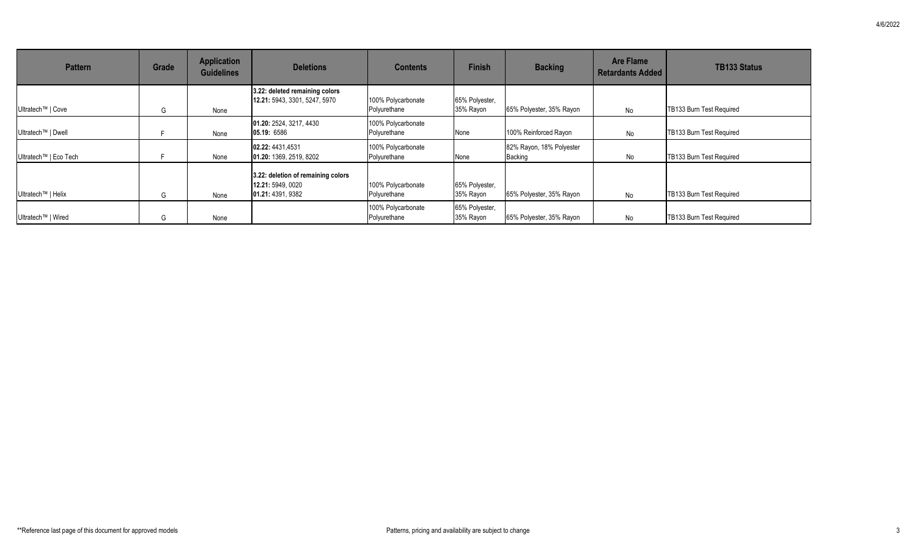| Pattern | Grade | Application Guidelines | Deletions | Contents | Finish | Backing | Are Flame Retardants Added | TB133 Status |
|---|---|---|---|---|---|---|---|---|
| Ultratech™ \| Cove | G | None | **3.22: deleted remaining colors** **12.21:** 5943, 3301, 5247, 5970 | 100% Polycarbonate Polyurethane | 65% Polyester, 35% Rayon | 65% Polyester, 35% Rayon | No | TB133 Burn Test Required |
| Ultratech™ \| Dwell | F | None | **01.20:** 2524, 3217, 4430 **05.19:** 6586 | 100% Polycarbonate Polyurethane | None | 100% Reinforced Rayon | No | TB133 Burn Test Required |
| Ultratech™ \| Eco Tech | F | None | **02.22:** 4431,4531 **01.20:** 1369, 2519, 8202 | 100% Polycarbonate Polyurethane | None | 82% Rayon, 18% Polyester Backing | No | TB133 Burn Test Required |
| Ultratech™ \| Helix | G | None | **3.22: deletion of remaining colors** **12.21:** 5949, 0020 **01.21:** 4391, 9382 | 100% Polycarbonate Polyurethane | 65% Polyester, 35% Rayon | 65% Polyester, 35% Rayon | No | TB133 Burn Test Required |
| Ultratech™ \| Wired | G | None | | 100% Polycarbonate Polyurethane | 65% Polyester, 35% Rayon | 65% Polyester, 35% Rayon | No | TB133 Burn Test Required |

**Reference last page of this document for approved models

Patterns, pricing and availability are subject to change